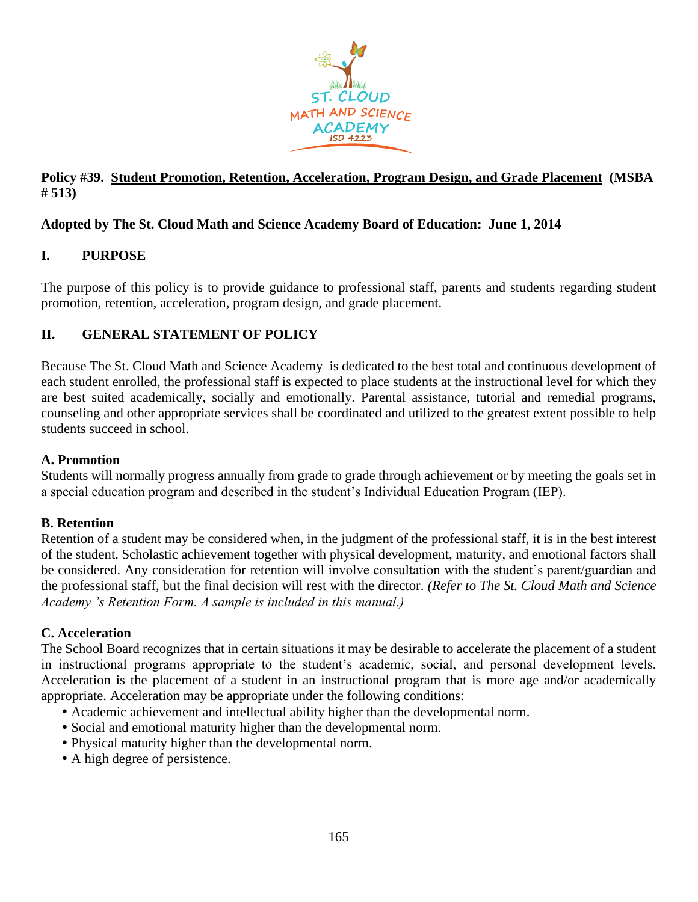ST. CLOUD MATH AND SCIENCE ACADEMY ISD 4223

**Policy #39. Student Promotion, Retention, Acceleration, Program Design, and Grade Placement (MSBA # 513)**

**Adopted by The St. Cloud Math and Science Academy Board of Education: June 1, 2014**

## I. PURPOSE

The purpose of this policy is to provide guidance to professional staff, parents and students regarding student promotion, retention, acceleration, program design, and grade placement.

## II. GENERAL STATEMENT OF POLICY

Because The St. Cloud Math and Science Academy is dedicated to the best total and continuous development of each student enrolled, the professional staff is expected to place students at the instructional level for which they are best suited academically, socially and emotionally. Parental assistance, tutorial and remedial programs, counseling and other appropriate services shall be coordinated and utilized to the greatest extent possible to help students succeed in school.

### A. Promotion

Students will normally progress annually from grade to grade through achievement or by meeting the goals set in a special education program and described in the student's Individual Education Program (IEP).

### B. Retention

Retention of a student may be considered when, in the judgment of the professional staff, it is in the best interest of the student. Scholastic achievement together with physical development, maturity, and emotional factors shall be considered. Any consideration for retention will involve consultation with the student's parent/guardian and the professional staff, but the final decision will rest with the director. *(Refer to The St. Cloud Math and Science Academy 's Retention Form. A sample is included in this manual.)*

### C. Acceleration

The School Board recognizes that in certain situations it may be desirable to accelerate the placement of a student in instructional programs appropriate to the student's academic, social, and personal development levels. Acceleration is the placement of a student in an instructional program that is more age and/or academically appropriate. Acceleration may be appropriate under the following conditions:

- Academic achievement and intellectual ability higher than the developmental norm.
- Social and emotional maturity higher than the developmental norm.
- Physical maturity higher than the developmental norm.
- A high degree of persistence.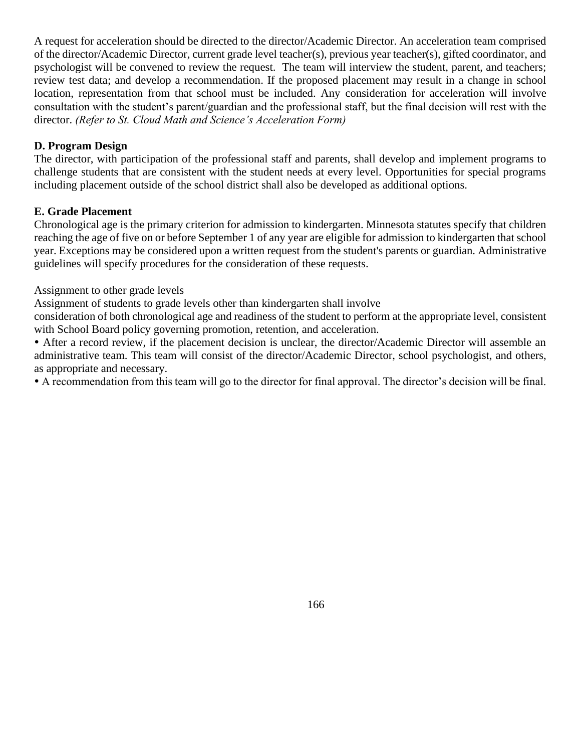A request for acceleration should be directed to the director/Academic Director. An acceleration team comprised of the director/Academic Director, current grade level teacher(s), previous year teacher(s), gifted coordinator, and psychologist will be convened to review the request. The team will interview the student, parent, and teachers; review test data; and develop a recommendation. If the proposed placement may result in a change in school location, representation from that school must be included. Any consideration for acceleration will involve consultation with the student's parent/guardian and the professional staff, but the final decision will rest with the director. *(Refer to St. Cloud Math and Science's Acceleration Form)*

**D. Program Design**

The director, with participation of the professional staff and parents, shall develop and implement programs to challenge students that are consistent with the student needs at every level. Opportunities for special programs including placement outside of the school district shall also be developed as additional options.

**E. Grade Placement**

Chronological age is the primary criterion for admission to kindergarten. Minnesota statutes specify that children reaching the age of five on or before September 1 of any year are eligible for admission to kindergarten that school year. Exceptions may be considered upon a written request from the student's parents or guardian. Administrative guidelines will specify procedures for the consideration of these requests.

Assignment to other grade levels

Assignment of students to grade levels other than kindergarten shall involve consideration of both chronological age and readiness of the student to perform at the appropriate level, consistent with School Board policy governing promotion, retention, and acceleration.

- After a record review, if the placement decision is unclear, the director/Academic Director will assemble an administrative team. This team will consist of the director/Academic Director, school psychologist, and others, as appropriate and necessary.
- A recommendation from this team will go to the director for final approval. The director's decision will be final.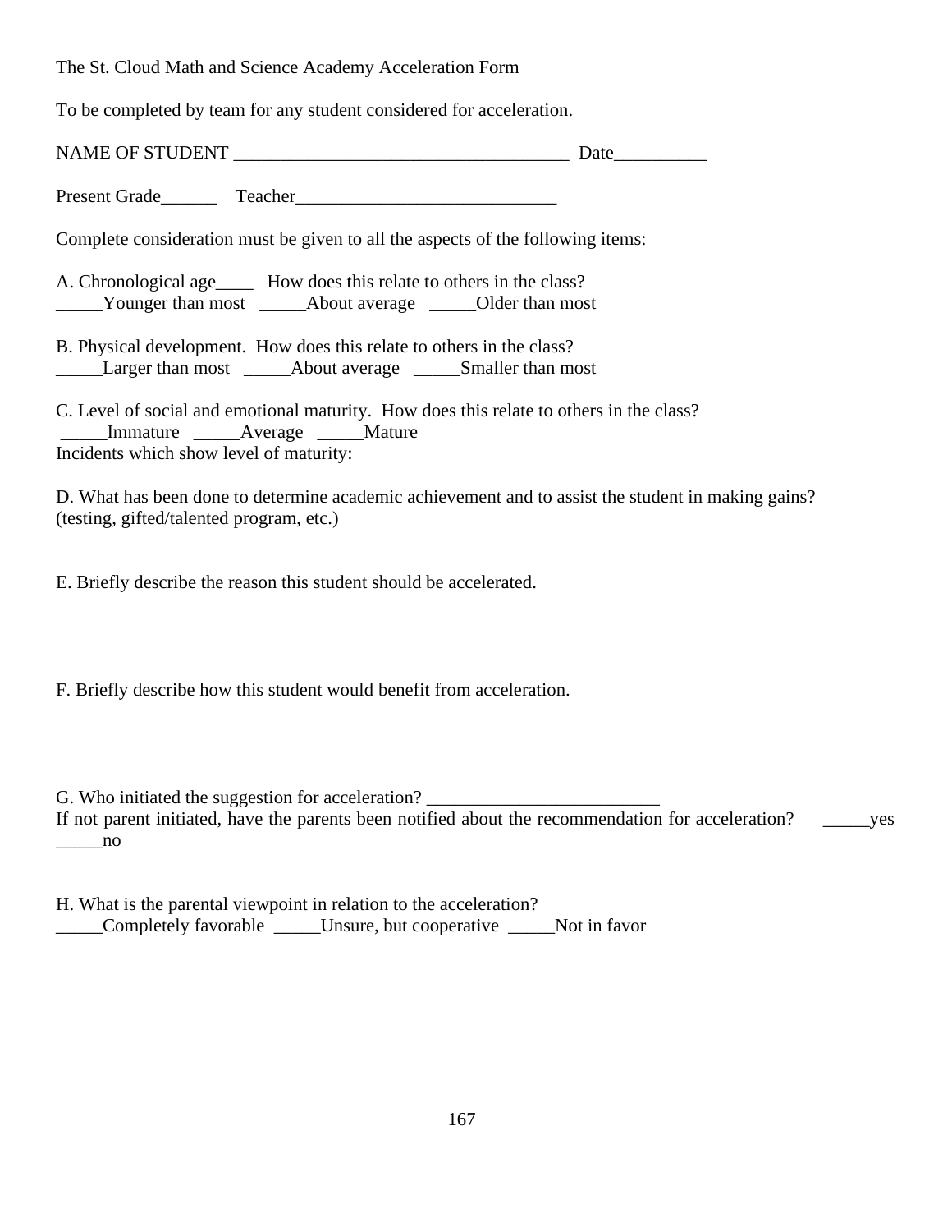The St. Cloud Math and Science Academy Acceleration Form

To be completed by team for any student considered for acceleration.

NAME OF STUDENT ____________________________________ Date__________

Present Grade______ Teacher____________________________

Complete consideration must be given to all the aspects of the following items:

A. Chronological age____ How does this relate to others in the class?
_____Younger than most _____About average _____Older than most

B. Physical development. How does this relate to others in the class?
_____Larger than most _____About average _____Smaller than most

C. Level of social and emotional maturity. How does this relate to others in the class?
_____Immature _____Average _____Mature
Incidents which show level of maturity:

D. What has been done to determine academic achievement and to assist the student in making gains? (testing, gifted/talented program, etc.)

E. Briefly describe the reason this student should be accelerated.

F. Briefly describe how this student would benefit from acceleration.

G. Who initiated the suggestion for acceleration? _________________________
If not parent initiated, have the parents been notified about the recommendation for acceleration? _____yes _____no

H. What is the parental viewpoint in relation to the acceleration?
_____Completely favorable _____Unsure, but cooperative _____Not in favor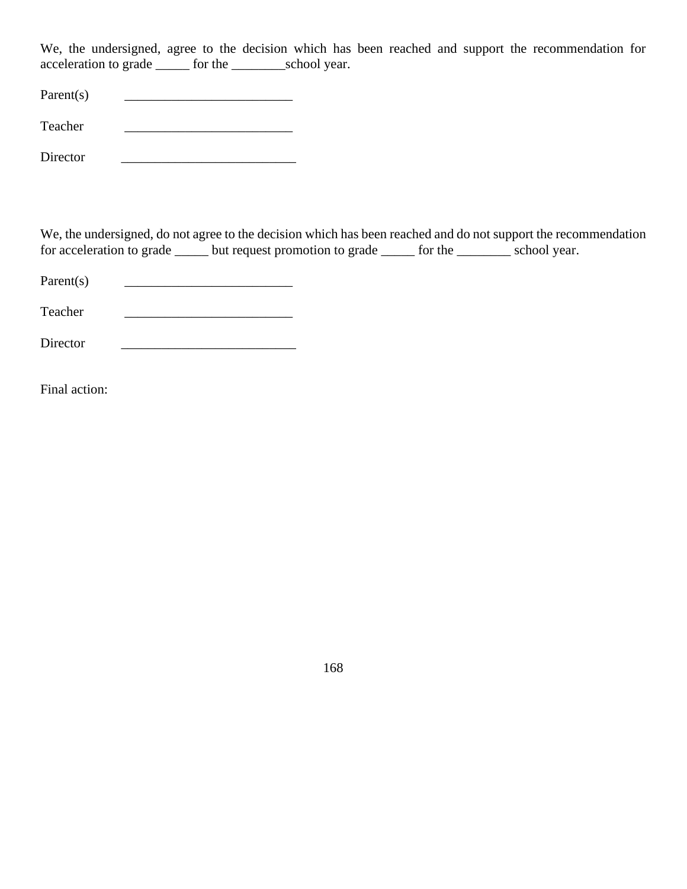We, the undersigned, agree to the decision which has been reached and support the recommendation for acceleration to grade _____ for the ________school year.

Parent(s) _________________________

Teacher _________________________

Director __________________________

We, the undersigned, do not agree to the decision which has been reached and do not support the recommendation for acceleration to grade _____ but request promotion to grade _____ for the ________ school year.

Parent(s) _________________________

Teacher _________________________

Director __________________________

Final action: